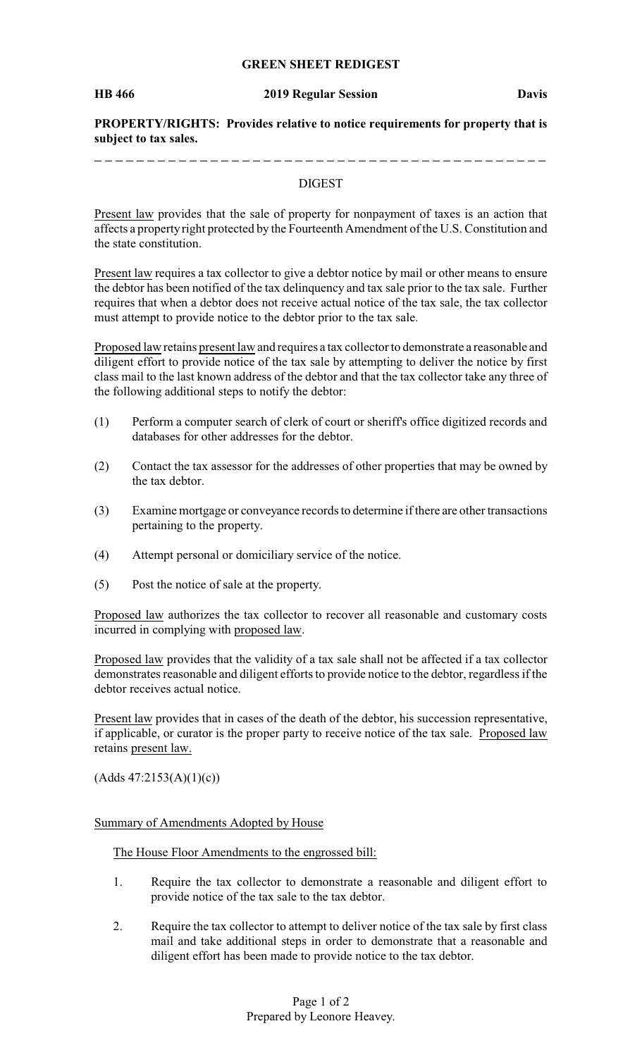# GREEN SHEET REDIGEST

**HB 466** **2019 Regular Session** **Davis**

**PROPERTY/RIGHTS: Provides relative to notice requirements for property that is subject to tax sales.**

---

## DIGEST

Present law provides that the sale of property for nonpayment of taxes is an action that affects a property right protected by the Fourteenth Amendment of the U.S. Constitution and the state constitution.

Present law requires a tax collector to give a debtor notice by mail or other means to ensure the debtor has been notified of the tax delinquency and tax sale prior to the tax sale. Further requires that when a debtor does not receive actual notice of the tax sale, the tax collector must attempt to provide notice to the debtor prior to the tax sale.

Proposed law retains present law and requires a tax collector to demonstrate a reasonable and diligent effort to provide notice of the tax sale by attempting to deliver the notice by first class mail to the last known address of the debtor and that the tax collector take any three of the following additional steps to notify the debtor:

(1) Perform a computer search of clerk of court or sheriff's office digitized records and databases for other addresses for the debtor.

(2) Contact the tax assessor for the addresses of other properties that may be owned by the tax debtor.

(3) Examine mortgage or conveyance records to determine if there are other transactions pertaining to the property.

(4) Attempt personal or domiciliary service of the notice.

(5) Post the notice of sale at the property.

Proposed law authorizes the tax collector to recover all reasonable and customary costs incurred in complying with proposed law.

Proposed law provides that the validity of a tax sale shall not be affected if a tax collector demonstrates reasonable and diligent efforts to provide notice to the debtor, regardless if the debtor receives actual notice.

Present law provides that in cases of the death of the debtor, his succession representative, if applicable, or curator is the proper party to receive notice of the tax sale. Proposed law retains present law.

(Adds 47:2153(A)(1)(c))

Summary of Amendments Adopted by House

The House Floor Amendments to the engrossed bill:

1. Require the tax collector to demonstrate a reasonable and diligent effort to provide notice of the tax sale to the tax debtor.

2. Require the tax collector to attempt to deliver notice of the tax sale by first class mail and take additional steps in order to demonstrate that a reasonable and diligent effort has been made to provide notice to the tax debtor.

Prepared by Leonore Heavey.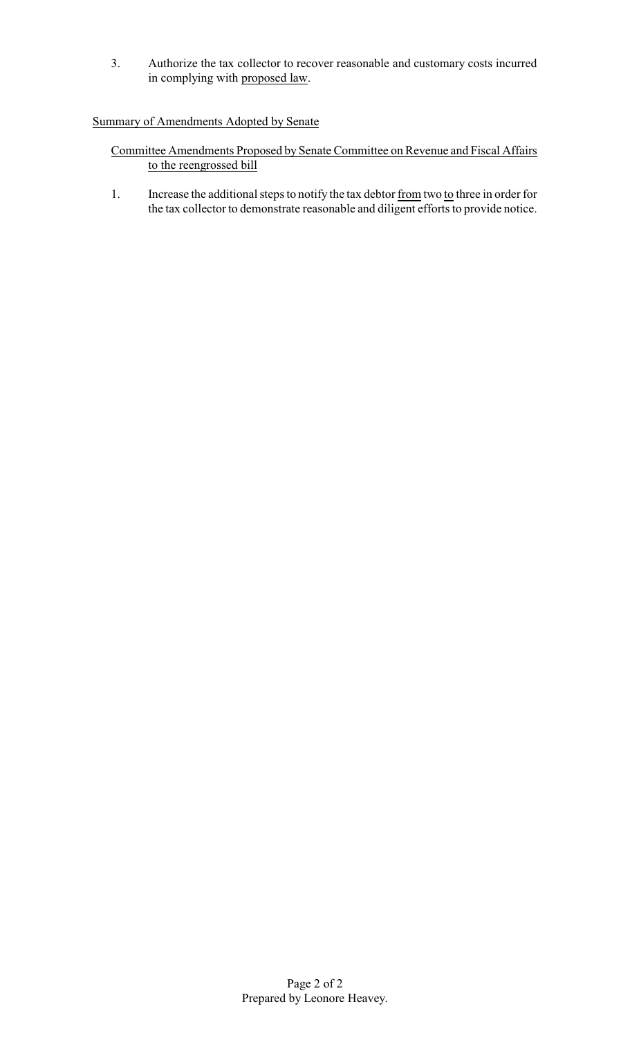3. Authorize the tax collector to recover reasonable and customary costs incurred in complying with proposed law.

Summary of Amendments Adopted by Senate

Committee Amendments Proposed by Senate Committee on Revenue and Fiscal Affairs to the reengrossed bill

1. Increase the additional steps to notify the tax debtor from two to three in order for the tax collector to demonstrate reasonable and diligent efforts to provide notice.

Prepared by Leonore Heavey.